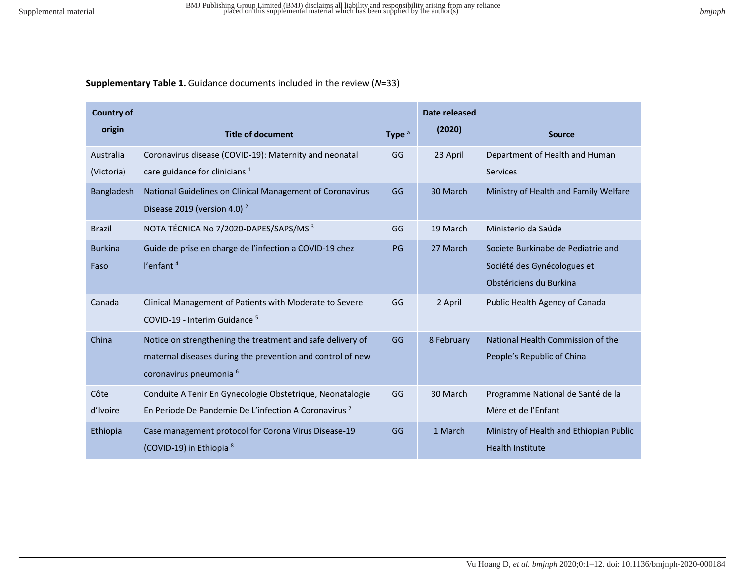**Supplementary Table 1.** Guidance documents included in the review (*N*=33)

| Country of origin | Title of document | Type [a] | Date released (2020) | Source |
|---|---|---|---|---|
| Australia (Victoria) | Coronavirus disease (COVID-19): Maternity and neonatal care guidance for clinicians [1] | GG | 23 April | Department of Health and Human Services |
| Bangladesh | National Guidelines on Clinical Management of Coronavirus Disease 2019 (version 4.0) [2] | GG | 30 March | Ministry of Health and Family Welfare |
| Brazil | NOTA TÉCNICA No 7/2020-DAPES/SAPS/MS [3] | GG | 19 March | Ministerio da Saúde |
| Burkina Faso | Guide de prise en charge de l'infection a COVID-19 chez l'enfant [4] | PG | 27 March | Societe Burkinabe de Pediatrie and Société des Gynécologues et Obstériciens du Burkina |
| Canada | Clinical Management of Patients with Moderate to Severe COVID-19 - Interim Guidance [5] | GG | 2 April | Public Health Agency of Canada |
| China | Notice on strengthening the treatment and safe delivery of maternal diseases during the prevention and control of new coronavirus pneumonia [6] | GG | 8 February | National Health Commission of the People's Republic of China |
| Côte d'Ivoire | Conduite A Tenir En Gynecologie Obstetrique, Neonatalogie En Periode De Pandemie De L'infection A Coronavirus [7] | GG | 30 March | Programme National de Santé de la Mère et de l'Enfant |
| Ethiopia | Case management protocol for Corona Virus Disease-19 (COVID-19) in Ethiopia [8] | GG | 1 March | Ministry of Health and Ethiopian Public Health Institute |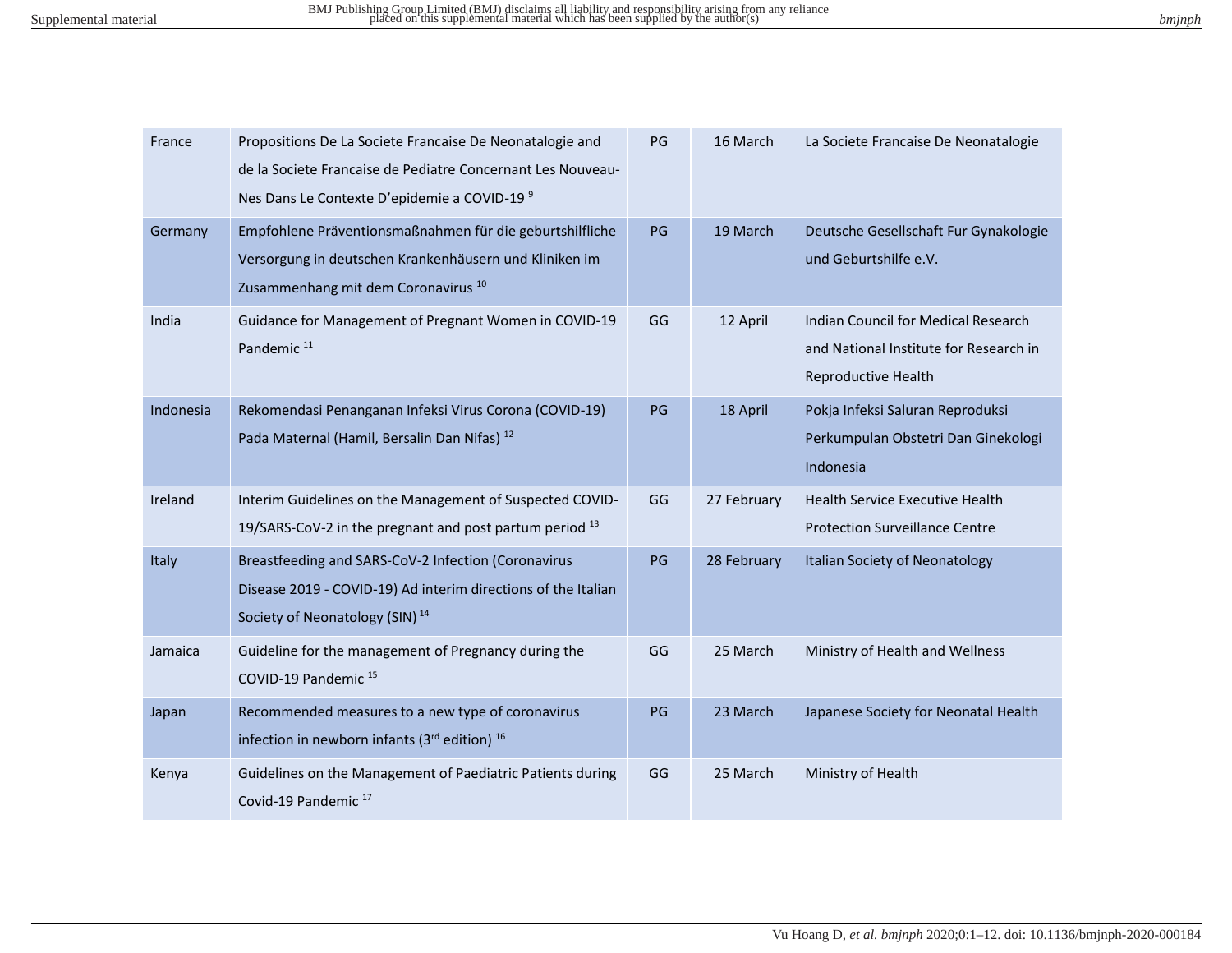| France | Propositions De La Societe Francaise De Neonatalogie and de la Societe Francaise de Pediatre Concernant Les Nouveau-Nes Dans Le Contexte D'epidemie a COVID-19 [9] | PG | 16 March | La Societe Francaise De Neonatalogie |
|---|---|---|---|---|
| Germany | Empfohlene Präventionsmaßnahmen für die geburtshilfliche Versorgung in deutschen Krankenhäusern und Kliniken im Zusammenhang mit dem Coronavirus [10] | PG | 19 March | Deutsche Gesellschaft Fur Gynakologie und Geburtshilfe e.V. |
| India | Guidance for Management of Pregnant Women in COVID-19 Pandemic [11] | GG | 12 April | Indian Council for Medical Research and National Institute for Research in Reproductive Health |
| Indonesia | Rekomendasi Penanganan Infeksi Virus Corona (COVID-19) Pada Maternal (Hamil, Bersalin Dan Nifas) [12] | PG | 18 April | Pokja Infeksi Saluran Reproduksi Perkumpulan Obstetri Dan Ginekologi Indonesia |
| Ireland | Interim Guidelines on the Management of Suspected COVID-19/SARS-CoV-2 in the pregnant and post partum period [13] | GG | 27 February | Health Service Executive Health Protection Surveillance Centre |
| Italy | Breastfeeding and SARS-CoV-2 Infection (Coronavirus Disease 2019 - COVID-19) Ad interim directions of the Italian Society of Neonatology (SIN) [14] | PG | 28 February | Italian Society of Neonatology |
| Jamaica | Guideline for the management of Pregnancy during the COVID-19 Pandemic [15] | GG | 25 March | Ministry of Health and Wellness |
| Japan | Recommended measures to a new type of coronavirus infection in newborn infants (3rd edition) [16] | PG | 23 March | Japanese Society for Neonatal Health |
| Kenya | Guidelines on the Management of Paediatric Patients during Covid-19 Pandemic [17] | GG | 25 March | Ministry of Health |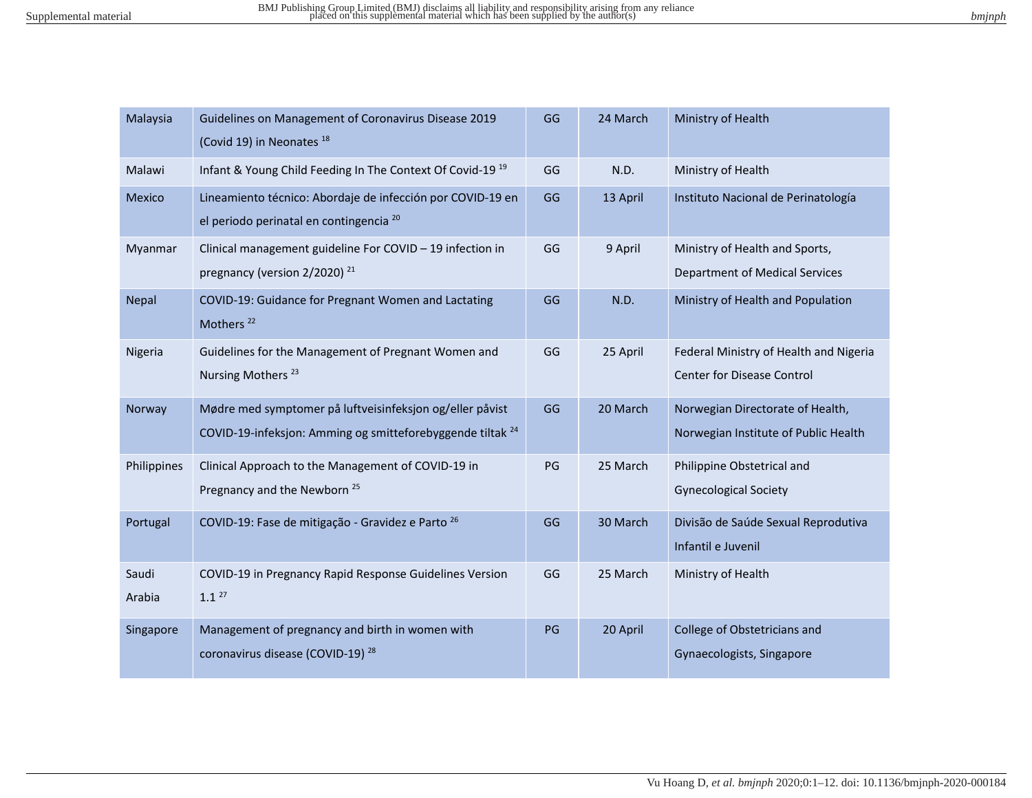| | | | | |
|---|---|---|---|---|
| Malaysia | Guidelines on Management of Coronavirus Disease 2019 (Covid 19) in Neonates [18] | GG | 24 March | Ministry of Health |
| Malawi | Infant & Young Child Feeding In The Context Of Covid-19 [19] | GG | N.D. | Ministry of Health |
| Mexico | Lineamiento técnico: Abordaje de infección por COVID-19 en el periodo perinatal en contingencia [20] | GG | 13 April | Instituto Nacional de Perinatología |
| Myanmar | Clinical management guideline For COVID – 19 infection in pregnancy (version 2/2020) [21] | GG | 9 April | Ministry of Health and Sports, Department of Medical Services |
| Nepal | COVID-19: Guidance for Pregnant Women and Lactating Mothers [22] | GG | N.D. | Ministry of Health and Population |
| Nigeria | Guidelines for the Management of Pregnant Women and Nursing Mothers [23] | GG | 25 April | Federal Ministry of Health and Nigeria Center for Disease Control |
| Norway | Mødre med symptomer på luftveisinfeksjon og/eller påvist COVID-19-infeksjon: Amming og smitteforebyggende tiltak [24] | GG | 20 March | Norwegian Directorate of Health, Norwegian Institute of Public Health |
| Philippines | Clinical Approach to the Management of COVID-19 in Pregnancy and the Newborn [25] | PG | 25 March | Philippine Obstetrical and Gynecological Society |
| Portugal | COVID-19: Fase de mitigação - Gravidez e Parto [26] | GG | 30 March | Divisão de Saúde Sexual Reprodutiva Infantil e Juvenil |
| Saudi Arabia | COVID-19 in Pregnancy Rapid Response Guidelines Version 1.1 [27] | GG | 25 March | Ministry of Health |
| Singapore | Management of pregnancy and birth in women with coronavirus disease (COVID-19) [28] | PG | 20 April | College of Obstetricians and Gynaecologists, Singapore |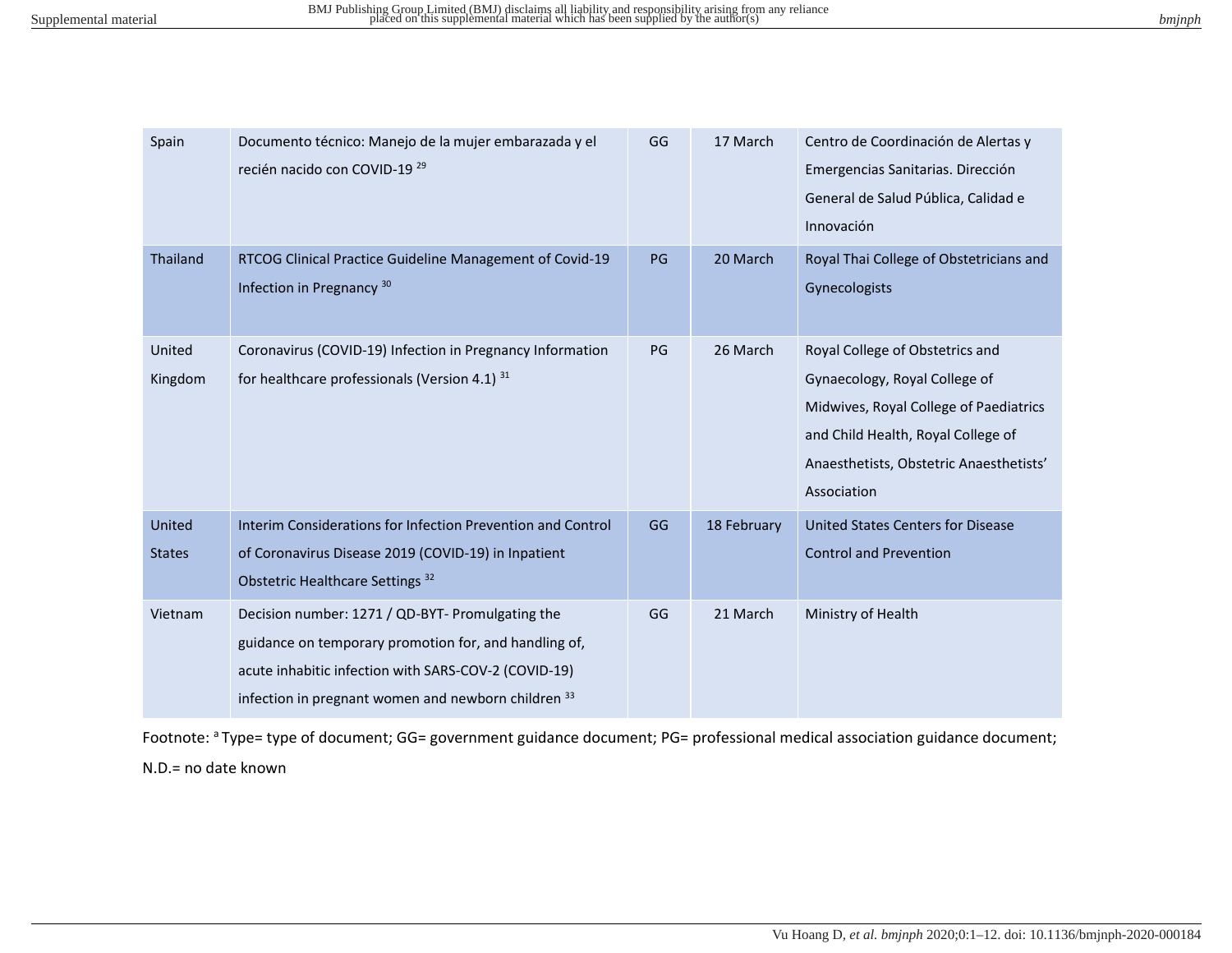| Spain | Documento técnico: Manejo de la mujer embarazada y el recién nacido con COVID-19 [29] | GG | 17 March | Centro de Coordinación de Alertas y Emergencias Sanitarias. Dirección General de Salud Pública, Calidad e Innovación |
|---|---|---|---|---|
| Thailand | RTCOG Clinical Practice Guideline Management of Covid-19 Infection in Pregnancy [30] | PG | 20 March | Royal Thai College of Obstetricians and Gynecologists |
| United Kingdom | Coronavirus (COVID-19) Infection in Pregnancy Information for healthcare professionals (Version 4.1) [31] | PG | 26 March | Royal College of Obstetrics and Gynaecology, Royal College of Midwives, Royal College of Paediatrics and Child Health, Royal College of Anaesthetists, Obstetric Anaesthetists' Association |
| United States | Interim Considerations for Infection Prevention and Control of Coronavirus Disease 2019 (COVID-19) in Inpatient Obstetric Healthcare Settings [32] | GG | 18 February | United States Centers for Disease Control and Prevention |
| Vietnam | Decision number: 1271 / QD-BYT- Promulgating the guidance on temporary promotion for, and handling of, acute inhabitic infection with SARS-COV-2 (COVID-19) infection in pregnant women and newborn children [33] | GG | 21 March | Ministry of Health |

Footnote: [a] Type= type of document; GG= government guidance document; PG= professional medical association guidance document; N.D.= no date known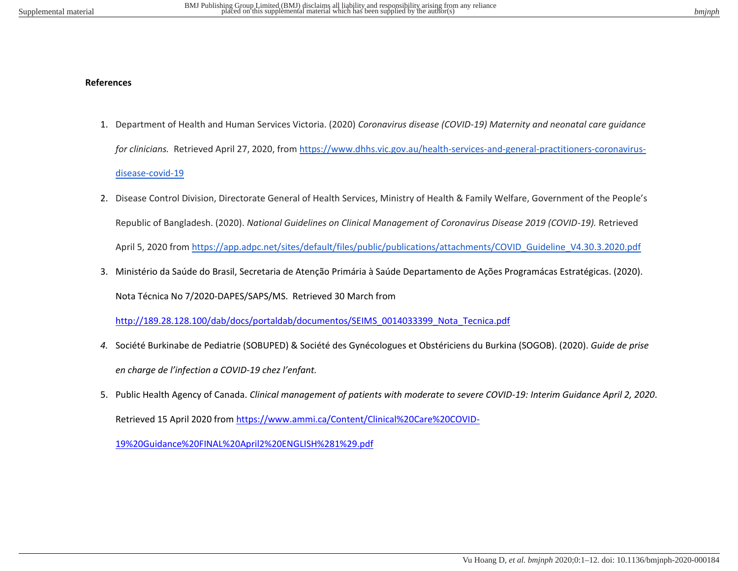**References**

1. Department of Health and Human Services Victoria. (2020) *Coronavirus disease (COVID-19) Maternity and neonatal care guidance for clinicians.* Retrieved April 27, 2020, from https://www.dhhs.vic.gov.au/health-services-and-general-practitioners-coronavirus-disease-covid-19
2. Disease Control Division, Directorate General of Health Services, Ministry of Health & Family Welfare, Government of the People's Republic of Bangladesh. (2020). *National Guidelines on Clinical Management of Coronavirus Disease 2019 (COVID-19).* Retrieved April 5, 2020 from https://app.adpc.net/sites/default/files/public/publications/attachments/COVID_Guideline_V4.30.3.2020.pdf
3. Ministério da Saúde do Brasil, Secretaria de Atenção Primária à Saúde Departamento de Ações Programácas Estratégicas. (2020). Nota Técnica No 7/2020-DAPES/SAPS/MS. Retrieved 30 March from http://189.28.128.100/dab/docs/portaldab/documentos/SEIMS_0014033399_Nota_Tecnica.pdf
4. Société Burkinabe de Pediatrie (SOBUPED) & Société des Gynécologues et Obstériciens du Burkina (SOGOB). (2020). *Guide de prise en charge de l'infection a COVID-19 chez l'enfant.*
5. Public Health Agency of Canada. *Clinical management of patients with moderate to severe COVID-19: Interim Guidance April 2, 2020*. Retrieved 15 April 2020 from https://www.ammi.ca/Content/Clinical%20Care%20COVID-19%20Guidance%20FINAL%20April2%20ENGLISH%281%29.pdf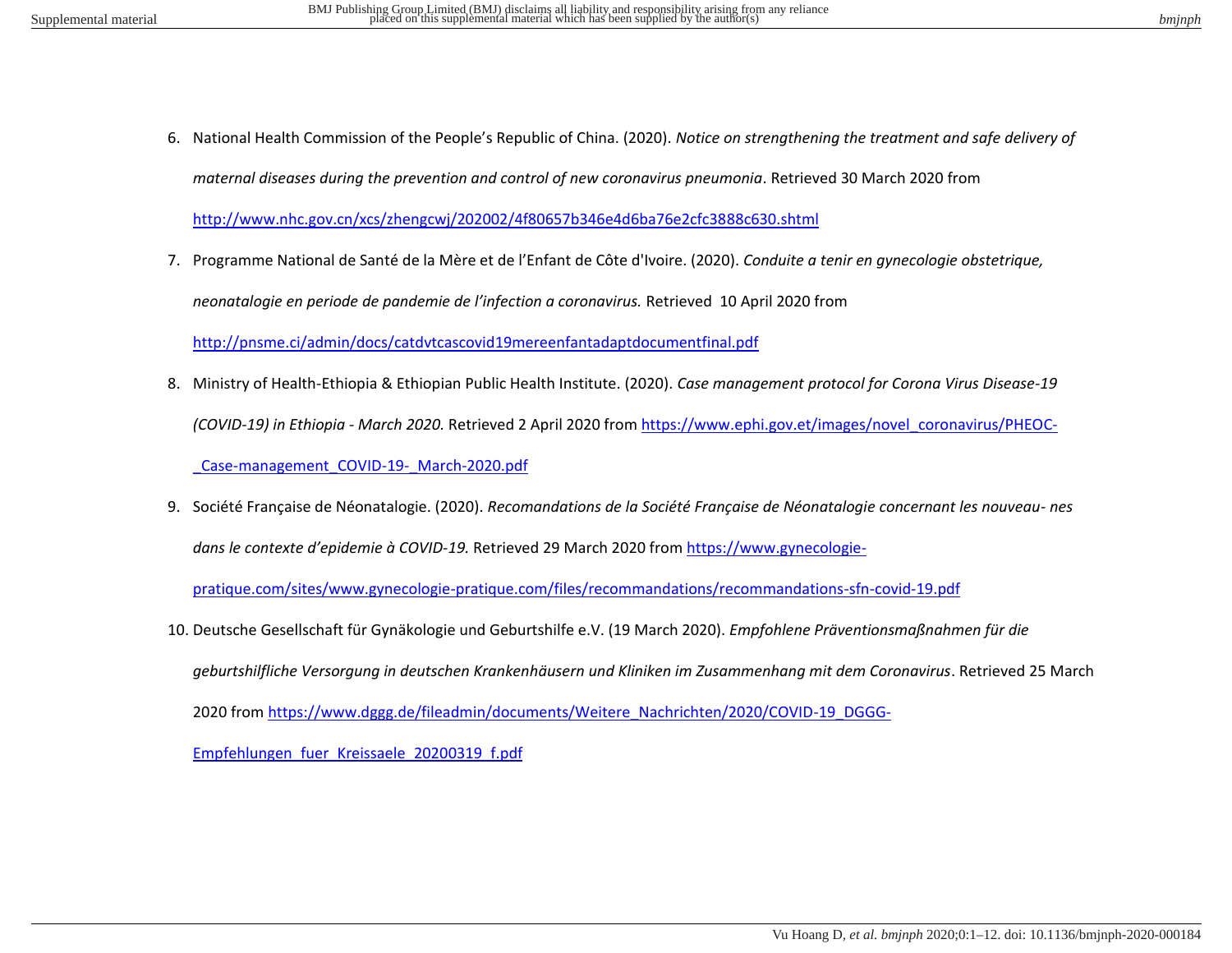6. National Health Commission of the People's Republic of China. (2020). *Notice on strengthening the treatment and safe delivery of maternal diseases during the prevention and control of new coronavirus pneumonia*. Retrieved 30 March 2020 from http://www.nhc.gov.cn/xcs/zhengcwj/202002/4f80657b346e4d6ba76e2cfc3888c630.shtml
7. Programme National de Santé de la Mère et de l'Enfant de Côte d'Ivoire. (2020). *Conduite a tenir en gynecologie obstetrique, neonatalogie en periode de pandemie de l'infection a coronavirus.* Retrieved 10 April 2020 from http://pnsme.ci/admin/docs/catdvtcascovid19mereenfantadaptdocumentfinal.pdf
8. Ministry of Health-Ethiopia & Ethiopian Public Health Institute. (2020). *Case management protocol for Corona Virus Disease-19 (COVID-19) in Ethiopia - March 2020.* Retrieved 2 April 2020 from https://www.ephi.gov.et/images/novel_coronavirus/PHEOC-_Case-management_COVID-19-_March-2020.pdf
9. Société Française de Néonatalogie. (2020). *Recomandations de la Société Française de Néonatalogie concernant les nouveau- nes dans le contexte d'epidemie à COVID-19.* Retrieved 29 March 2020 from https://www.gynecologie-pratique.com/sites/www.gynecologie-pratique.com/files/recommandations/recommandations-sfn-covid-19.pdf
10. Deutsche Gesellschaft für Gynäkologie und Geburtshilfe e.V. (19 March 2020). *Empfohlene Präventionsmaßnahmen für die geburtshilfliche Versorgung in deutschen Krankenhäusern und Kliniken im Zusammenhang mit dem Coronavirus*. Retrieved 25 March 2020 from https://www.dggg.de/fileadmin/documents/Weitere_Nachrichten/2020/COVID-19_DGGG-Empfehlungen_fuer_Kreissaele_20200319_f.pdf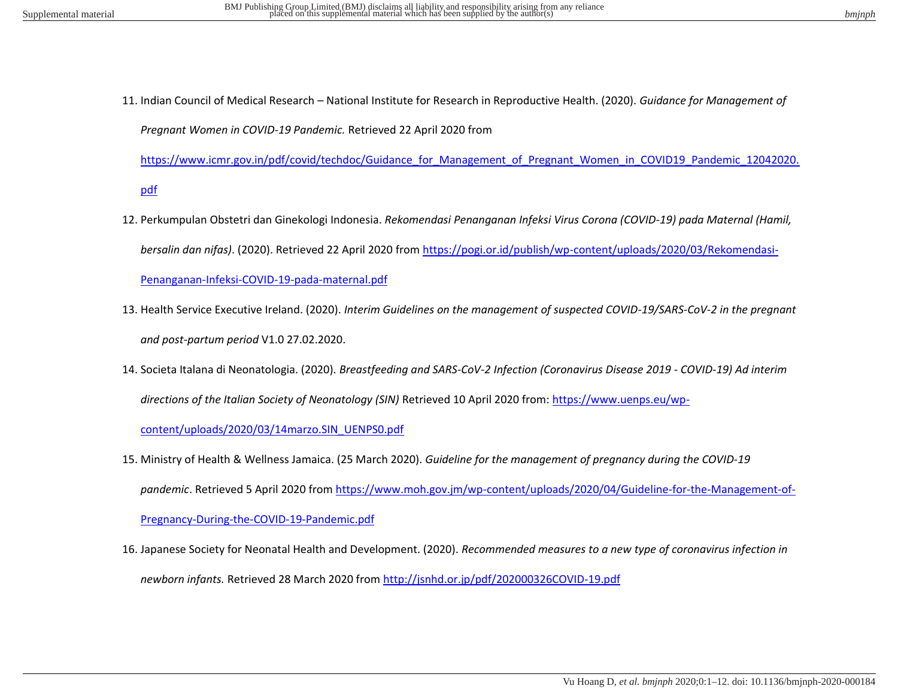11. Indian Council of Medical Research – National Institute for Research in Reproductive Health. (2020). *Guidance for Management of Pregnant Women in COVID-19 Pandemic.* Retrieved 22 April 2020 from https://www.icmr.gov.in/pdf/covid/techdoc/Guidance_for_Management_of_Pregnant_Women_in_COVID19_Pandemic_12042020.pdf
12. Perkumpulan Obstetri dan Ginekologi Indonesia. *Rekomendasi Penanganan Infeksi Virus Corona (COVID-19) pada Maternal (Hamil, bersalin dan nifas)*. (2020). Retrieved 22 April 2020 from https://pogi.or.id/publish/wp-content/uploads/2020/03/Rekomendasi-Penanganan-Infeksi-COVID-19-pada-maternal.pdf
13. Health Service Executive Ireland. (2020). *Interim Guidelines on the management of suspected COVID-19/SARS-CoV-2 in the pregnant and post-partum period* V1.0 27.02.2020.
14. Societa Italana di Neonatologia. (2020). *Breastfeeding and SARS-CoV-2 Infection (Coronavirus Disease 2019 - COVID-19) Ad interim directions of the Italian Society of Neonatology (SIN)* Retrieved 10 April 2020 from: https://www.uenps.eu/wp-content/uploads/2020/03/14marzo.SIN_UENPS0.pdf
15. Ministry of Health & Wellness Jamaica. (25 March 2020). *Guideline for the management of pregnancy during the COVID-19 pandemic*. Retrieved 5 April 2020 from https://www.moh.gov.jm/wp-content/uploads/2020/04/Guideline-for-the-Management-of-Pregnancy-During-the-COVID-19-Pandemic.pdf
16. Japanese Society for Neonatal Health and Development. (2020). *Recommended measures to a new type of coronavirus infection in newborn infants.* Retrieved 28 March 2020 from http://jsnhd.or.jp/pdf/202000326COVID-19.pdf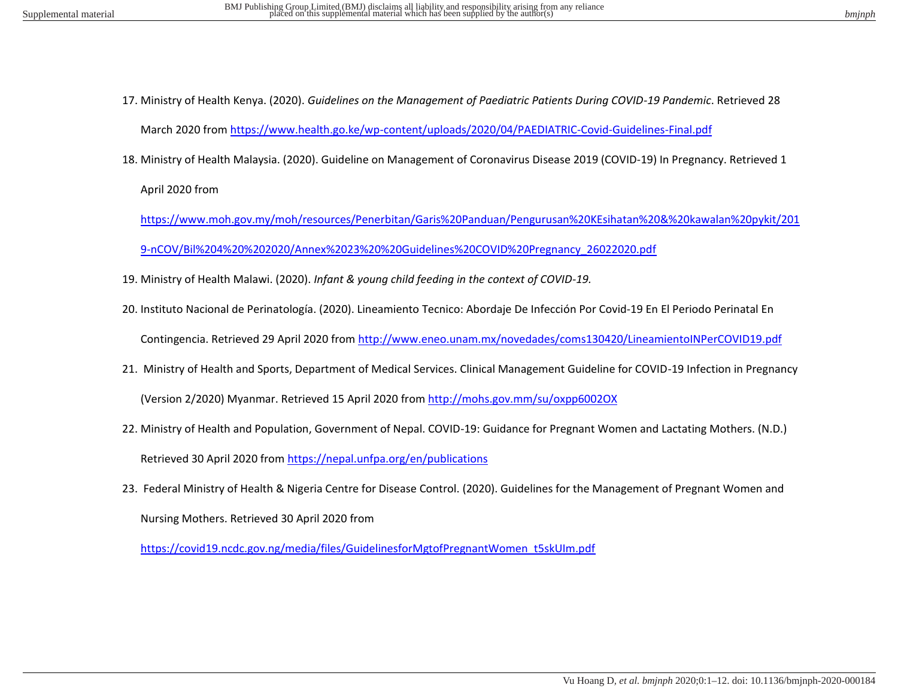17. Ministry of Health Kenya. (2020). *Guidelines on the Management of Paediatric Patients During COVID-19 Pandemic*. Retrieved 28 March 2020 from https://www.health.go.ke/wp-content/uploads/2020/04/PAEDIATRIC-Covid-Guidelines-Final.pdf
18. Ministry of Health Malaysia. (2020). Guideline on Management of Coronavirus Disease 2019 (COVID-19) In Pregnancy. Retrieved 1 April 2020 from https://www.moh.gov.my/moh/resources/Penerbitan/Garis%20Panduan/Pengurusan%20KEsihatan%20&%20kawalan%20pykit/2019-nCOV/Bil%204%20%202020/Annex%2023%20%20Guidelines%20COVID%20Pregnancy_26022020.pdf
19. Ministry of Health Malawi. (2020). *Infant & young child feeding in the context of COVID-19.*
20. Instituto Nacional de Perinatología. (2020). Lineamiento Tecnico: Abordaje De Infección Por Covid-19 En El Periodo Perinatal En Contingencia. Retrieved 29 April 2020 from http://www.eneo.unam.mx/novedades/coms130420/LineamientoINPerCOVID19.pdf
21. Ministry of Health and Sports, Department of Medical Services. Clinical Management Guideline for COVID-19 Infection in Pregnancy (Version 2/2020) Myanmar. Retrieved 15 April 2020 from http://mohs.gov.mm/su/oxpp6002OX
22. Ministry of Health and Population, Government of Nepal. COVID-19: Guidance for Pregnant Women and Lactating Mothers. (N.D.) Retrieved 30 April 2020 from https://nepal.unfpa.org/en/publications
23. Federal Ministry of Health & Nigeria Centre for Disease Control. (2020). Guidelines for the Management of Pregnant Women and Nursing Mothers. Retrieved 30 April 2020 from https://covid19.ncdc.gov.ng/media/files/GuidelinesforMgtofPregnantWomen_t5skUIm.pdf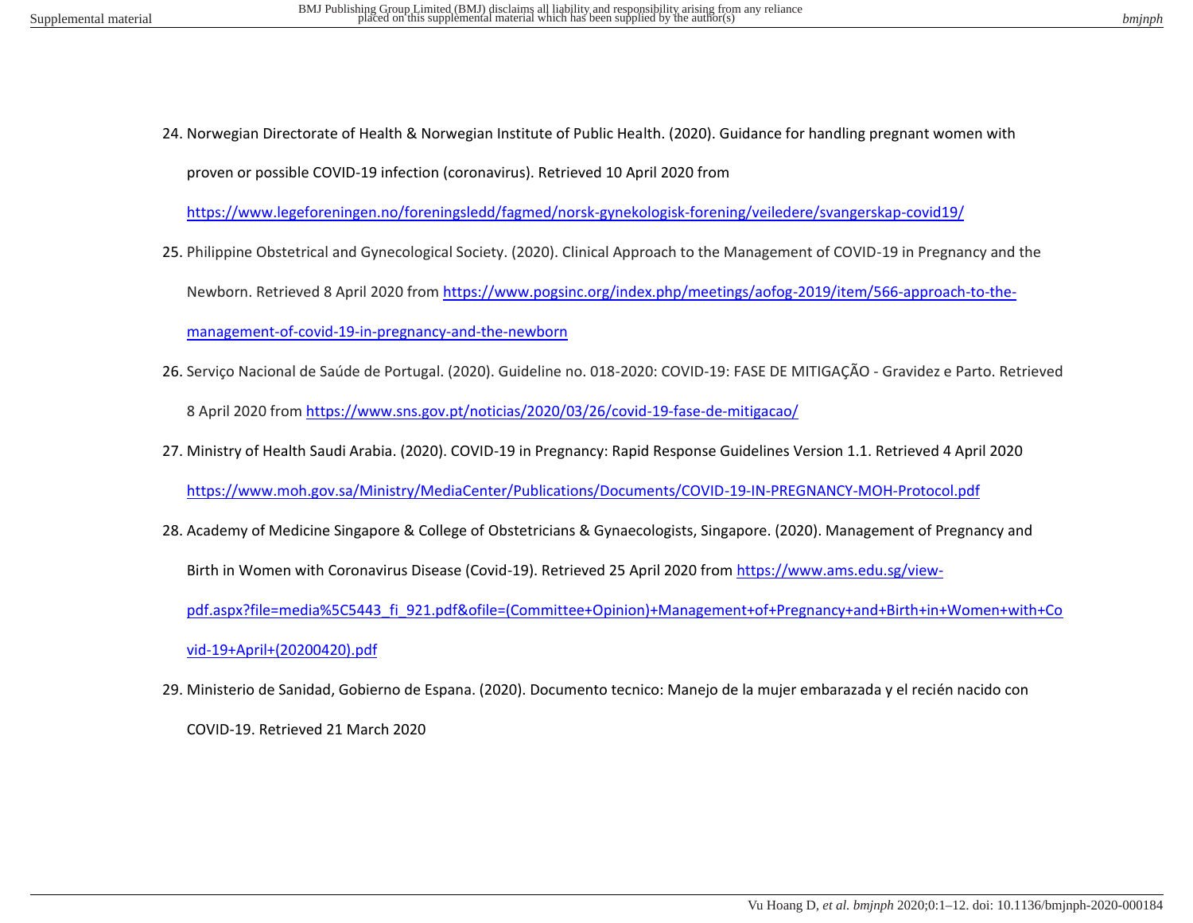24. Norwegian Directorate of Health & Norwegian Institute of Public Health. (2020). Guidance for handling pregnant women with proven or possible COVID-19 infection (coronavirus). Retrieved 10 April 2020 from https://www.legeforeningen.no/foreningsledd/fagmed/norsk-gynekologisk-forening/veiledere/svangerskap-covid19/

25. Philippine Obstetrical and Gynecological Society. (2020). Clinical Approach to the Management of COVID-19 in Pregnancy and the Newborn. Retrieved 8 April 2020 from https://www.pogsinc.org/index.php/meetings/aofog-2019/item/566-approach-to-the-management-of-covid-19-in-pregnancy-and-the-newborn

26. Serviço Nacional de Saúde de Portugal. (2020). Guideline no. 018-2020: COVID-19: FASE DE MITIGAÇÃO - Gravidez e Parto. Retrieved 8 April 2020 from https://www.sns.gov.pt/noticias/2020/03/26/covid-19-fase-de-mitigacao/

27. Ministry of Health Saudi Arabia. (2020). COVID-19 in Pregnancy: Rapid Response Guidelines Version 1.1. Retrieved 4 April 2020 https://www.moh.gov.sa/Ministry/MediaCenter/Publications/Documents/COVID-19-IN-PREGNANCY-MOH-Protocol.pdf

28. Academy of Medicine Singapore & College of Obstetricians & Gynaecologists, Singapore. (2020). Management of Pregnancy and Birth in Women with Coronavirus Disease (Covid-19). Retrieved 25 April 2020 from https://www.ams.edu.sg/view-pdf.aspx?file=media%5C5443_fi_921.pdf&ofile=(Committee+Opinion)+Management+of+Pregnancy+and+Birth+in+Women+with+Covid-19+April+(20200420).pdf

29. Ministerio de Sanidad, Gobierno de Espana. (2020). Documento tecnico: Manejo de la mujer embarazada y el recién nacido con COVID-19. Retrieved 21 March 2020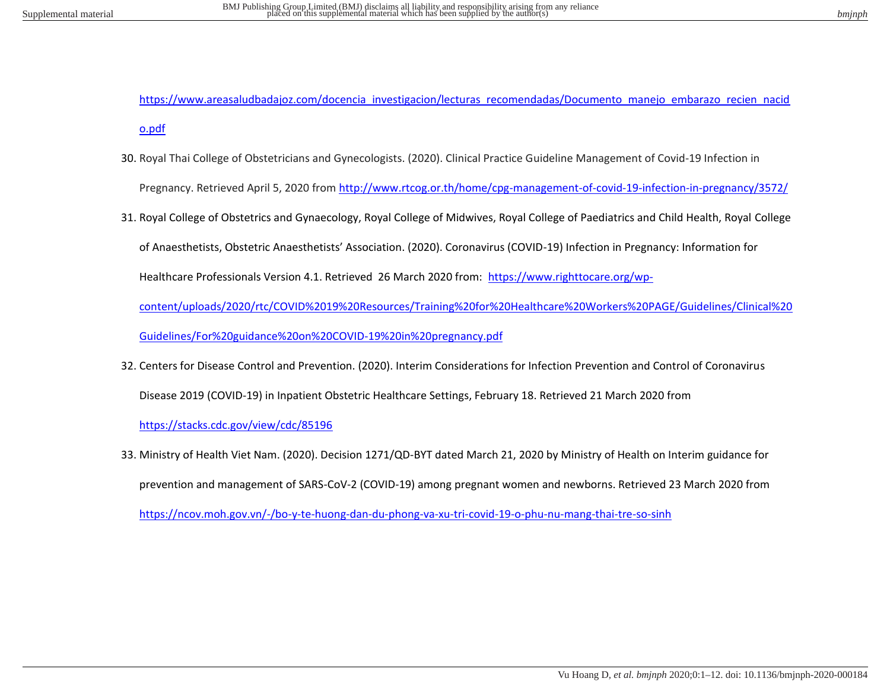https://www.areasaludbadajoz.com/docencia_investigacion/lecturas_recomendadas/Documento_manejo_embarazo_recien_nacido.pdf

30. Royal Thai College of Obstetricians and Gynecologists. (2020). Clinical Practice Guideline Management of Covid-19 Infection in Pregnancy. Retrieved April 5, 2020 from http://www.rtcog.or.th/home/cpg-management-of-covid-19-infection-in-pregnancy/3572/
31. Royal College of Obstetrics and Gynaecology, Royal College of Midwives, Royal College of Paediatrics and Child Health, Royal College of Anaesthetists, Obstetric Anaesthetists' Association. (2020). Coronavirus (COVID-19) Infection in Pregnancy: Information for Healthcare Professionals Version 4.1. Retrieved 26 March 2020 from: https://www.righttocare.org/wp-content/uploads/2020/rtc/COVID%2019%20Resources/Training%20for%20Healthcare%20Workers%20PAGE/Guidelines/Clinical%20Guidelines/For%20guidance%20on%20COVID-19%20in%20pregnancy.pdf
32. Centers for Disease Control and Prevention. (2020). Interim Considerations for Infection Prevention and Control of Coronavirus Disease 2019 (COVID-19) in Inpatient Obstetric Healthcare Settings, February 18. Retrieved 21 March 2020 from https://stacks.cdc.gov/view/cdc/85196
33. Ministry of Health Viet Nam. (2020). Decision 1271/QD-BYT dated March 21, 2020 by Ministry of Health on Interim guidance for prevention and management of SARS-CoV-2 (COVID-19) among pregnant women and newborns. Retrieved 23 March 2020 from https://ncov.moh.gov.vn/-/bo-y-te-huong-dan-du-phong-va-xu-tri-covid-19-o-phu-nu-mang-thai-tre-so-sinh